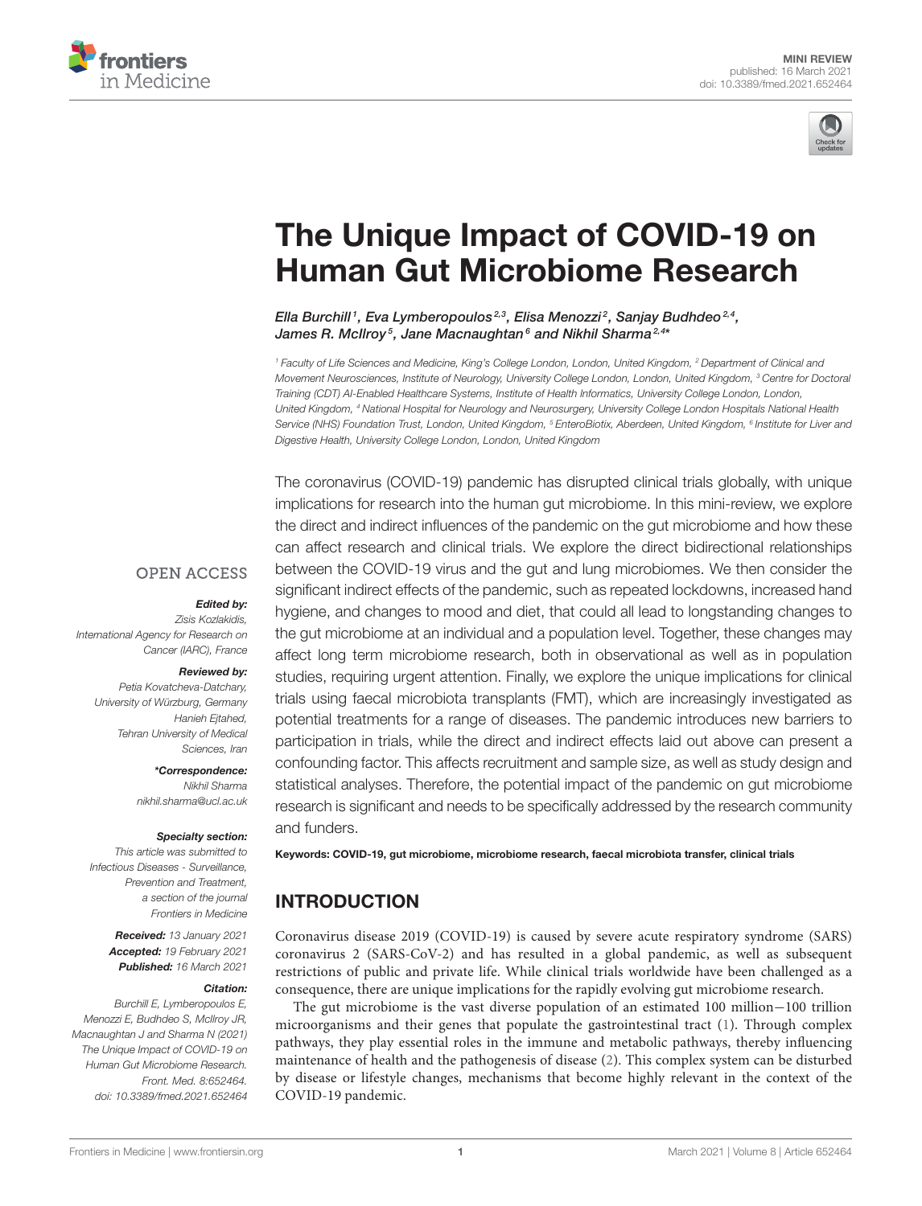MINI REVIEW
published: 16 March 2021
doi: 10.3389/fmed.2021.652464

# The Unique Impact of COVID-19 on Human Gut Microbiome Research

*Ella Burchill[1], Eva Lymberopoulos[2,3], Elisa Menozzi[2], Sanjay Budhdeo[2,4], James R. McIlroy[5], Jane Macnaughtan[6] and Nikhil Sharma[2,4]**

[1] Faculty of Life Sciences and Medicine, King's College London, London, United Kingdom, [2] Department of Clinical and Movement Neurosciences, Institute of Neurology, University College London, London, United Kingdom, [3] Centre for Doctoral Training (CDT) AI-Enabled Healthcare Systems, Institute of Health Informatics, University College London, London, United Kingdom, [4] National Hospital for Neurology and Neurosurgery, University College London Hospitals National Health Service (NHS) Foundation Trust, London, United Kingdom, [5] EnteroBiotix, Aberdeen, United Kingdom, [6] Institute for Liver and Digestive Health, University College London, London, United Kingdom

OPEN ACCESS

***Edited by:***
Zisis Kozlakidis,
International Agency for Research on Cancer (IARC), France

***Reviewed by:***
Petia Kovatcheva-Datchary,
University of Würzburg, Germany
Hanieh Ejtahed,
Tehran University of Medical Sciences, Iran

***\*Correspondence:***
Nikhil Sharma
nikhil.sharma@ucl.ac.uk

***Specialty section:***
This article was submitted to Infectious Diseases - Surveillance, Prevention and Treatment, a section of the journal Frontiers in Medicine

***Received:*** 13 January 2021
***Accepted:*** 19 February 2021
***Published:*** 16 March 2021

***Citation:***
Burchill E, Lymberopoulos E, Menozzi E, Budhdeo S, McIlroy JR, Macnaughtan J and Sharma N (2021) The Unique Impact of COVID-19 on Human Gut Microbiome Research. Front. Med. 8:652464. doi: 10.3389/fmed.2021.652464

The coronavirus (COVID-19) pandemic has disrupted clinical trials globally, with unique implications for research into the human gut microbiome. In this mini-review, we explore the direct and indirect influences of the pandemic on the gut microbiome and how these can affect research and clinical trials. We explore the direct bidirectional relationships between the COVID-19 virus and the gut and lung microbiomes. We then consider the significant indirect effects of the pandemic, such as repeated lockdowns, increased hand hygiene, and changes to mood and diet, that could all lead to longstanding changes to the gut microbiome at an individual and a population level. Together, these changes may affect long term microbiome research, both in observational as well as in population studies, requiring urgent attention. Finally, we explore the unique implications for clinical trials using faecal microbiota transplants (FMT), which are increasingly investigated as potential treatments for a range of diseases. The pandemic introduces new barriers to participation in trials, while the direct and indirect effects laid out above can present a confounding factor. This affects recruitment and sample size, as well as study design and statistical analyses. Therefore, the potential impact of the pandemic on gut microbiome research is significant and needs to be specifically addressed by the research community and funders.

**Keywords: COVID-19, gut microbiome, microbiome research, faecal microbiota transfer, clinical trials**

## INTRODUCTION

Coronavirus disease 2019 (COVID-19) is caused by severe acute respiratory syndrome (SARS) coronavirus 2 (SARS-CoV-2) and has resulted in a global pandemic, as well as subsequent restrictions of public and private life. While clinical trials worldwide have been challenged as a consequence, there are unique implications for the rapidly evolving gut microbiome research.

The gut microbiome is the vast diverse population of an estimated 100 million−100 trillion microorganisms and their genes that populate the gastrointestinal tract (1). Through complex pathways, they play essential roles in the immune and metabolic pathways, thereby influencing maintenance of health and the pathogenesis of disease (2). This complex system can be disturbed by disease or lifestyle changes, mechanisms that become highly relevant in the context of the COVID-19 pandemic.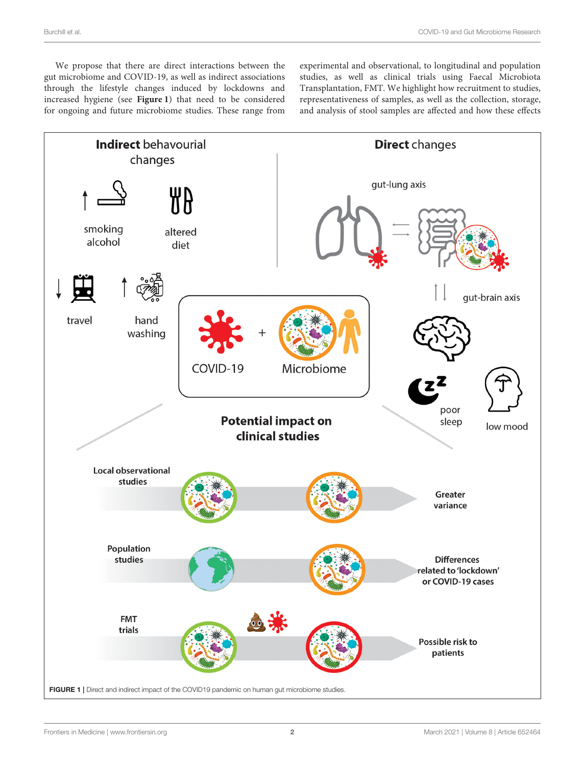We propose that there are direct interactions between the gut microbiome and COVID-19, as well as indirect associations through the lifestyle changes induced by lockdowns and increased hygiene (see **Figure 1**) that need to be considered for ongoing and future microbiome studies. These range from experimental and observational, to longitudinal and population studies, as well as clinical trials using Faecal Microbiota Transplantation, FMT. We highlight how recruitment to studies, representativeness of samples, as well as the collection, storage, and analysis of stool samples are affected and how these effects

**FIGURE 1** | Direct and indirect impact of the COVID19 pandemic on human gut microbiome studies.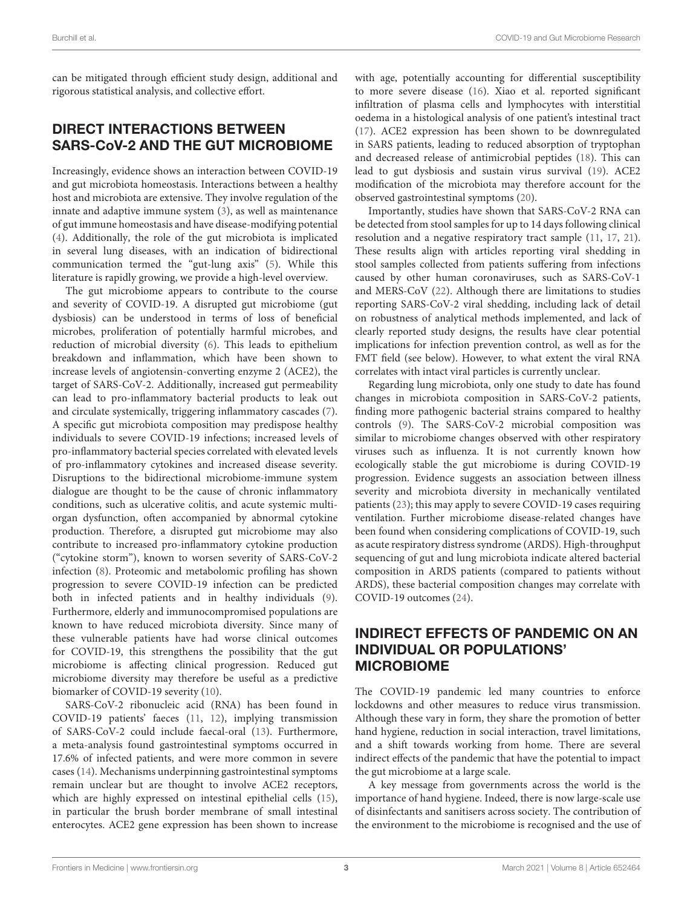can be mitigated through efficient study design, additional and rigorous statistical analysis, and collective effort.

## DIRECT INTERACTIONS BETWEEN SARS-CoV-2 AND THE GUT MICROBIOME

Increasingly, evidence shows an interaction between COVID-19 and gut microbiota homeostasis. Interactions between a healthy host and microbiota are extensive. They involve regulation of the innate and adaptive immune system (3), as well as maintenance of gut immune homeostasis and have disease-modifying potential (4). Additionally, the role of the gut microbiota is implicated in several lung diseases, with an indication of bidirectional communication termed the "gut-lung axis" (5). While this literature is rapidly growing, we provide a high-level overview.

The gut microbiome appears to contribute to the course and severity of COVID-19. A disrupted gut microbiome (gut dysbiosis) can be understood in terms of loss of beneficial microbes, proliferation of potentially harmful microbes, and reduction of microbial diversity (6). This leads to epithelium breakdown and inflammation, which have been shown to increase levels of angiotensin-converting enzyme 2 (ACE2), the target of SARS-CoV-2. Additionally, increased gut permeability can lead to pro-inflammatory bacterial products to leak out and circulate systemically, triggering inflammatory cascades (7). A specific gut microbiota composition may predispose healthy individuals to severe COVID-19 infections; increased levels of pro-inflammatory bacterial species correlated with elevated levels of pro-inflammatory cytokines and increased disease severity. Disruptions to the bidirectional microbiome-immune system dialogue are thought to be the cause of chronic inflammatory conditions, such as ulcerative colitis, and acute systemic multi-organ dysfunction, often accompanied by abnormal cytokine production. Therefore, a disrupted gut microbiome may also contribute to increased pro-inflammatory cytokine production ("cytokine storm"), known to worsen severity of SARS-CoV-2 infection (8). Proteomic and metabolomic profiling has shown progression to severe COVID-19 infection can be predicted both in infected patients and in healthy individuals (9). Furthermore, elderly and immunocompromised populations are known to have reduced microbiota diversity. Since many of these vulnerable patients have had worse clinical outcomes for COVID-19, this strengthens the possibility that the gut microbiome is affecting clinical progression. Reduced gut microbiome diversity may therefore be useful as a predictive biomarker of COVID-19 severity (10).

SARS-CoV-2 ribonucleic acid (RNA) has been found in COVID-19 patients' faeces (11, 12), implying transmission of SARS-CoV-2 could include faecal-oral (13). Furthermore, a meta-analysis found gastrointestinal symptoms occurred in 17.6% of infected patients, and were more common in severe cases (14). Mechanisms underpinning gastrointestinal symptoms remain unclear but are thought to involve ACE2 receptors, which are highly expressed on intestinal epithelial cells (15), in particular the brush border membrane of small intestinal enterocytes. ACE2 gene expression has been shown to increase with age, potentially accounting for differential susceptibility to more severe disease (16). Xiao et al. reported significant infiltration of plasma cells and lymphocytes with interstitial oedema in a histological analysis of one patient's intestinal tract (17). ACE2 expression has been shown to be downregulated in SARS patients, leading to reduced absorption of tryptophan and decreased release of antimicrobial peptides (18). This can lead to gut dysbiosis and sustain virus survival (19). ACE2 modification of the microbiota may therefore account for the observed gastrointestinal symptoms (20).

Importantly, studies have shown that SARS-CoV-2 RNA can be detected from stool samples for up to 14 days following clinical resolution and a negative respiratory tract sample (11, 17, 21). These results align with articles reporting viral shedding in stool samples collected from patients suffering from infections caused by other human coronaviruses, such as SARS-CoV-1 and MERS-CoV (22). Although there are limitations to studies reporting SARS-CoV-2 viral shedding, including lack of detail on robustness of analytical methods implemented, and lack of clearly reported study designs, the results have clear potential implications for infection prevention control, as well as for the FMT field (see below). However, to what extent the viral RNA correlates with intact viral particles is currently unclear.

Regarding lung microbiota, only one study to date has found changes in microbiota composition in SARS-CoV-2 patients, finding more pathogenic bacterial strains compared to healthy controls (9). The SARS-CoV-2 microbial composition was similar to microbiome changes observed with other respiratory viruses such as influenza. It is not currently known how ecologically stable the gut microbiome is during COVID-19 progression. Evidence suggests an association between illness severity and microbiota diversity in mechanically ventilated patients (23); this may apply to severe COVID-19 cases requiring ventilation. Further microbiome disease-related changes have been found when considering complications of COVID-19, such as acute respiratory distress syndrome (ARDS). High-throughput sequencing of gut and lung microbiota indicate altered bacterial composition in ARDS patients (compared to patients without ARDS), these bacterial composition changes may correlate with COVID-19 outcomes (24).

## INDIRECT EFFECTS OF PANDEMIC ON AN INDIVIDUAL OR POPULATIONS' MICROBIOME

The COVID-19 pandemic led many countries to enforce lockdowns and other measures to reduce virus transmission. Although these vary in form, they share the promotion of better hand hygiene, reduction in social interaction, travel limitations, and a shift towards working from home. There are several indirect effects of the pandemic that have the potential to impact the gut microbiome at a large scale.

A key message from governments across the world is the importance of hand hygiene. Indeed, there is now large-scale use of disinfectants and sanitisers across society. The contribution of the environment to the microbiome is recognised and the use of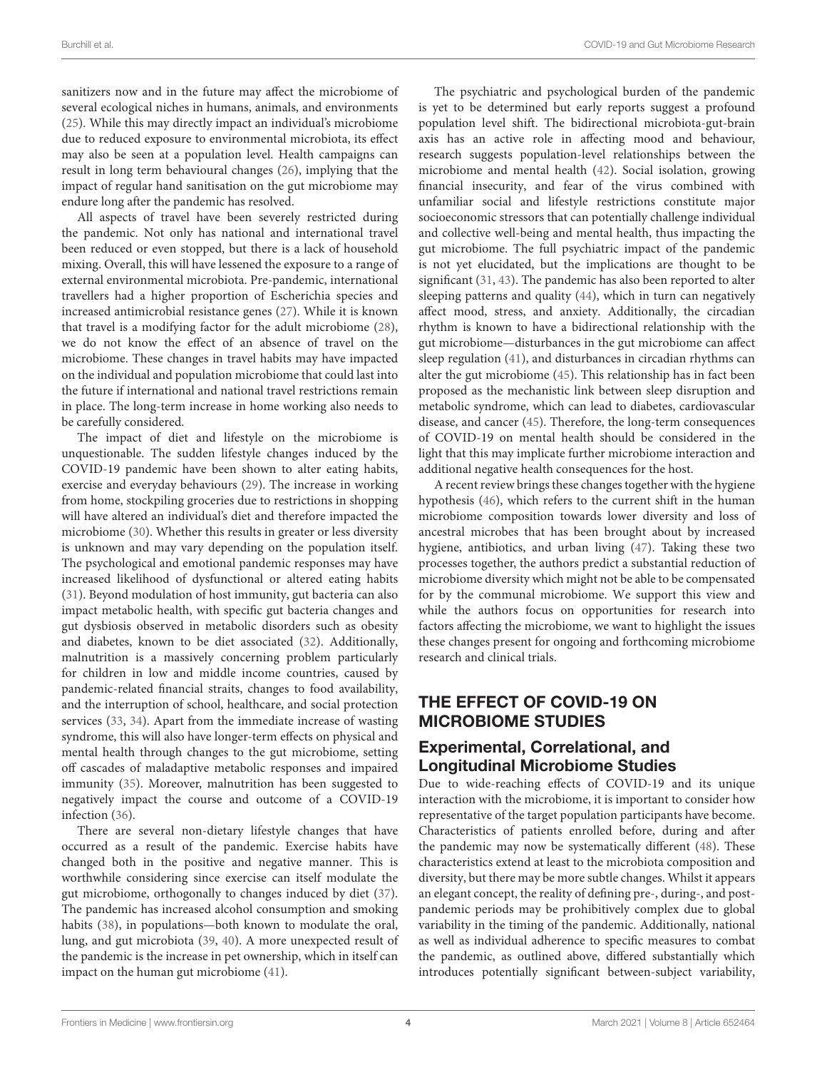sanitizers now and in the future may affect the microbiome of several ecological niches in humans, animals, and environments (25). While this may directly impact an individual's microbiome due to reduced exposure to environmental microbiota, its effect may also be seen at a population level. Health campaigns can result in long term behavioural changes (26), implying that the impact of regular hand sanitisation on the gut microbiome may endure long after the pandemic has resolved.

All aspects of travel have been severely restricted during the pandemic. Not only has national and international travel been reduced or even stopped, but there is a lack of household mixing. Overall, this will have lessened the exposure to a range of external environmental microbiota. Pre-pandemic, international travellers had a higher proportion of Escherichia species and increased antimicrobial resistance genes (27). While it is known that travel is a modifying factor for the adult microbiome (28), we do not know the effect of an absence of travel on the microbiome. These changes in travel habits may have impacted on the individual and population microbiome that could last into the future if international and national travel restrictions remain in place. The long-term increase in home working also needs to be carefully considered.

The impact of diet and lifestyle on the microbiome is unquestionable. The sudden lifestyle changes induced by the COVID-19 pandemic have been shown to alter eating habits, exercise and everyday behaviours (29). The increase in working from home, stockpiling groceries due to restrictions in shopping will have altered an individual's diet and therefore impacted the microbiome (30). Whether this results in greater or less diversity is unknown and may vary depending on the population itself. The psychological and emotional pandemic responses may have increased likelihood of dysfunctional or altered eating habits (31). Beyond modulation of host immunity, gut bacteria can also impact metabolic health, with specific gut bacteria changes and gut dysbiosis observed in metabolic disorders such as obesity and diabetes, known to be diet associated (32). Additionally, malnutrition is a massively concerning problem particularly for children in low and middle income countries, caused by pandemic-related financial straits, changes to food availability, and the interruption of school, healthcare, and social protection services (33, 34). Apart from the immediate increase of wasting syndrome, this will also have longer-term effects on physical and mental health through changes to the gut microbiome, setting off cascades of maladaptive metabolic responses and impaired immunity (35). Moreover, malnutrition has been suggested to negatively impact the course and outcome of a COVID-19 infection (36).

There are several non-dietary lifestyle changes that have occurred as a result of the pandemic. Exercise habits have changed both in the positive and negative manner. This is worthwhile considering since exercise can itself modulate the gut microbiome, orthogonally to changes induced by diet (37). The pandemic has increased alcohol consumption and smoking habits (38), in populations—both known to modulate the oral, lung, and gut microbiota (39, 40). A more unexpected result of the pandemic is the increase in pet ownership, which in itself can impact on the human gut microbiome (41).

The psychiatric and psychological burden of the pandemic is yet to be determined but early reports suggest a profound population level shift. The bidirectional microbiota-gut-brain axis has an active role in affecting mood and behaviour, research suggests population-level relationships between the microbiome and mental health (42). Social isolation, growing financial insecurity, and fear of the virus combined with unfamiliar social and lifestyle restrictions constitute major socioeconomic stressors that can potentially challenge individual and collective well-being and mental health, thus impacting the gut microbiome. The full psychiatric impact of the pandemic is not yet elucidated, but the implications are thought to be significant (31, 43). The pandemic has also been reported to alter sleeping patterns and quality (44), which in turn can negatively affect mood, stress, and anxiety. Additionally, the circadian rhythm is known to have a bidirectional relationship with the gut microbiome—disturbances in the gut microbiome can affect sleep regulation (41), and disturbances in circadian rhythms can alter the gut microbiome (45). This relationship has in fact been proposed as the mechanistic link between sleep disruption and metabolic syndrome, which can lead to diabetes, cardiovascular disease, and cancer (45). Therefore, the long-term consequences of COVID-19 on mental health should be considered in the light that this may implicate further microbiome interaction and additional negative health consequences for the host.

A recent review brings these changes together with the hygiene hypothesis (46), which refers to the current shift in the human microbiome composition towards lower diversity and loss of ancestral microbes that has been brought about by increased hygiene, antibiotics, and urban living (47). Taking these two processes together, the authors predict a substantial reduction of microbiome diversity which might not be able to be compensated for by the communal microbiome. We support this view and while the authors focus on opportunities for research into factors affecting the microbiome, we want to highlight the issues these changes present for ongoing and forthcoming microbiome research and clinical trials.

## THE EFFECT OF COVID-19 ON MICROBIOME STUDIES

### Experimental, Correlational, and Longitudinal Microbiome Studies

Due to wide-reaching effects of COVID-19 and its unique interaction with the microbiome, it is important to consider how representative of the target population participants have become. Characteristics of patients enrolled before, during and after the pandemic may now be systematically different (48). These characteristics extend at least to the microbiota composition and diversity, but there may be more subtle changes. Whilst it appears an elegant concept, the reality of defining pre-, during-, and post-pandemic periods may be prohibitively complex due to global variability in the timing of the pandemic. Additionally, national as well as individual adherence to specific measures to combat the pandemic, as outlined above, differed substantially which introduces potentially significant between-subject variability,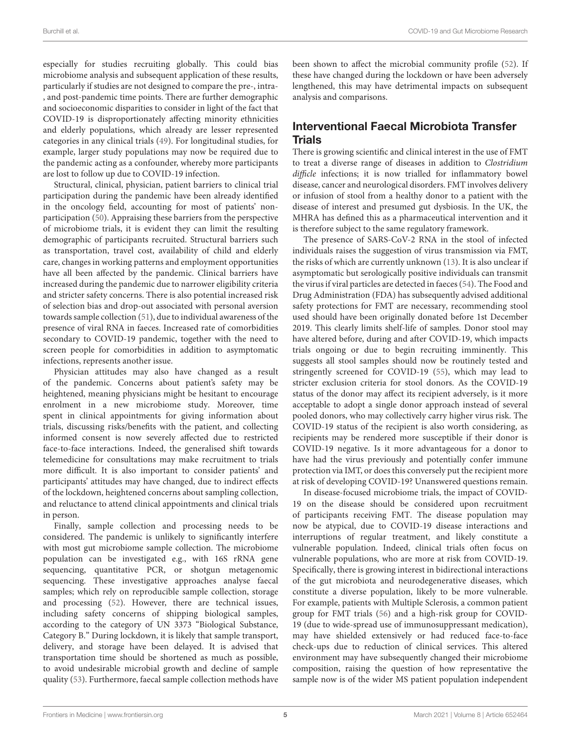especially for studies recruiting globally. This could bias microbiome analysis and subsequent application of these results, particularly if studies are not designed to compare the pre-, intra-, and post-pandemic time points. There are further demographic and socioeconomic disparities to consider in light of the fact that COVID-19 is disproportionately affecting minority ethnicities and elderly populations, which already are lesser represented categories in any clinical trials (49). For longitudinal studies, for example, larger study populations may now be required due to the pandemic acting as a confounder, whereby more participants are lost to follow up due to COVID-19 infection.

Structural, clinical, physician, patient barriers to clinical trial participation during the pandemic have been already identified in the oncology field, accounting for most of patients' non-participation (50). Appraising these barriers from the perspective of microbiome trials, it is evident they can limit the resulting demographic of participants recruited. Structural barriers such as transportation, travel cost, availability of child and elderly care, changes in working patterns and employment opportunities have all been affected by the pandemic. Clinical barriers have increased during the pandemic due to narrower eligibility criteria and stricter safety concerns. There is also potential increased risk of selection bias and drop-out associated with personal aversion towards sample collection (51), due to individual awareness of the presence of viral RNA in faeces. Increased rate of comorbidities secondary to COVID-19 pandemic, together with the need to screen people for comorbidities in addition to asymptomatic infections, represents another issue.

Physician attitudes may also have changed as a result of the pandemic. Concerns about patient's safety may be heightened, meaning physicians might be hesitant to encourage enrolment in a new microbiome study. Moreover, time spent in clinical appointments for giving information about trials, discussing risks/benefits with the patient, and collecting informed consent is now severely affected due to restricted face-to-face interactions. Indeed, the generalised shift towards telemedicine for consultations may make recruitment to trials more difficult. It is also important to consider patients' and participants' attitudes may have changed, due to indirect effects of the lockdown, heightened concerns about sampling collection, and reluctance to attend clinical appointments and clinical trials in person.

Finally, sample collection and processing needs to be considered. The pandemic is unlikely to significantly interfere with most gut microbiome sample collection. The microbiome population can be investigated e.g., with 16S rRNA gene sequencing, quantitative PCR, or shotgun metagenomic sequencing. These investigative approaches analyse faecal samples; which rely on reproducible sample collection, storage and processing (52). However, there are technical issues, including safety concerns of shipping biological samples, according to the category of UN 3373 "Biological Substance, Category B." During lockdown, it is likely that sample transport, delivery, and storage have been delayed. It is advised that transportation time should be shortened as much as possible, to avoid undesirable microbial growth and decline of sample quality (53). Furthermore, faecal sample collection methods have been shown to affect the microbial community profile (52). If these have changed during the lockdown or have been adversely lengthened, this may have detrimental impacts on subsequent analysis and comparisons.

## Interventional Faecal Microbiota Transfer Trials

There is growing scientific and clinical interest in the use of FMT to treat a diverse range of diseases in addition to *Clostridium difficle* infections; it is now trialled for inflammatory bowel disease, cancer and neurological disorders. FMT involves delivery or infusion of stool from a healthy donor to a patient with the disease of interest and presumed gut dysbiosis. In the UK, the MHRA has defined this as a pharmaceutical intervention and it is therefore subject to the same regulatory framework.

The presence of SARS-CoV-2 RNA in the stool of infected individuals raises the suggestion of virus transmission via FMT, the risks of which are currently unknown (13). It is also unclear if asymptomatic but serologically positive individuals can transmit the virus if viral particles are detected in faeces (54). The Food and Drug Administration (FDA) has subsequently advised additional safety protections for FMT are necessary, recommending stool used should have been originally donated before 1st December 2019. This clearly limits shelf-life of samples. Donor stool may have altered before, during and after COVID-19, which impacts trials ongoing or due to begin recruiting imminently. This suggests all stool samples should now be routinely tested and stringently screened for COVID-19 (55), which may lead to stricter exclusion criteria for stool donors. As the COVID-19 status of the donor may affect its recipient adversely, is it more acceptable to adopt a single donor approach instead of several pooled donors, who may collectively carry higher virus risk. The COVID-19 status of the recipient is also worth considering, as recipients may be rendered more susceptible if their donor is COVID-19 negative. Is it more advantageous for a donor to have had the virus previously and potentially confer immune protection via IMT, or does this conversely put the recipient more at risk of developing COVID-19? Unanswered questions remain.

In disease-focused microbiome trials, the impact of COVID-19 on the disease should be considered upon recruitment of participants receiving FMT. The disease population may now be atypical, due to COVID-19 disease interactions and interruptions of regular treatment, and likely constitute a vulnerable population. Indeed, clinical trials often focus on vulnerable populations, who are more at risk from COVID-19. Specifically, there is growing interest in bidirectional interactions of the gut microbiota and neurodegenerative diseases, which constitute a diverse population, likely to be more vulnerable. For example, patients with Multiple Sclerosis, a common patient group for FMT trials (56) and a high-risk group for COVID-19 (due to wide-spread use of immunosuppressant medication), may have shielded extensively or had reduced face-to-face check-ups due to reduction of clinical services. This altered environment may have subsequently changed their microbiome composition, raising the question of how representative the sample now is of the wider MS patient population independent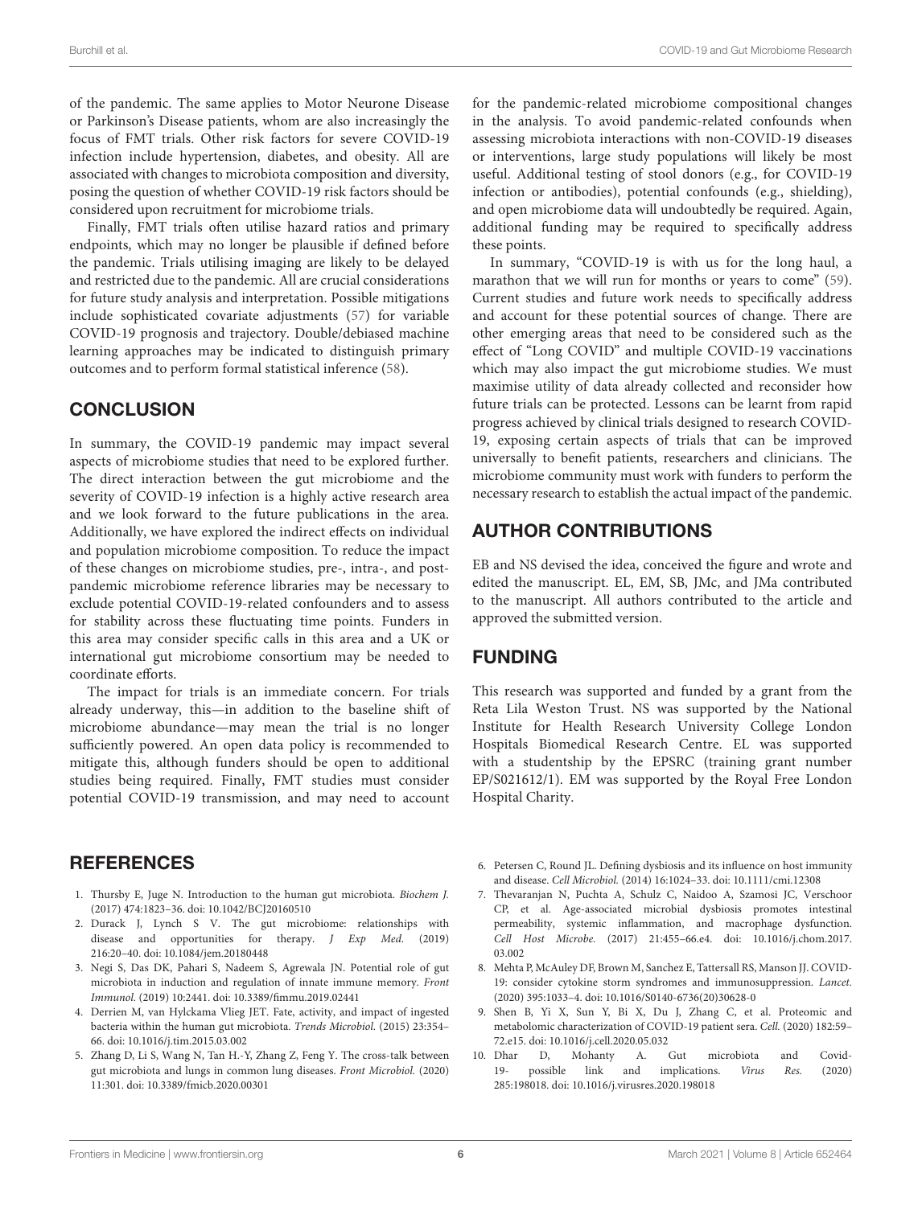of the pandemic. The same applies to Motor Neurone Disease or Parkinson's Disease patients, whom are also increasingly the focus of FMT trials. Other risk factors for severe COVID-19 infection include hypertension, diabetes, and obesity. All are associated with changes to microbiota composition and diversity, posing the question of whether COVID-19 risk factors should be considered upon recruitment for microbiome trials.

Finally, FMT trials often utilise hazard ratios and primary endpoints, which may no longer be plausible if defined before the pandemic. Trials utilising imaging are likely to be delayed and restricted due to the pandemic. All are crucial considerations for future study analysis and interpretation. Possible mitigations include sophisticated covariate adjustments (57) for variable COVID-19 prognosis and trajectory. Double/debiased machine learning approaches may be indicated to distinguish primary outcomes and to perform formal statistical inference (58).

## CONCLUSION

In summary, the COVID-19 pandemic may impact several aspects of microbiome studies that need to be explored further. The direct interaction between the gut microbiome and the severity of COVID-19 infection is a highly active research area and we look forward to the future publications in the area. Additionally, we have explored the indirect effects on individual and population microbiome composition. To reduce the impact of these changes on microbiome studies, pre-, intra-, and post-pandemic microbiome reference libraries may be necessary to exclude potential COVID-19-related confounders and to assess for stability across these fluctuating time points. Funders in this area may consider specific calls in this area and a UK or international gut microbiome consortium may be needed to coordinate efforts.

The impact for trials is an immediate concern. For trials already underway, this—in addition to the baseline shift of microbiome abundance—may mean the trial is no longer sufficiently powered. An open data policy is recommended to mitigate this, although funders should be open to additional studies being required. Finally, FMT studies must consider potential COVID-19 transmission, and may need to account for the pandemic-related microbiome compositional changes in the analysis. To avoid pandemic-related confounds when assessing microbiota interactions with non-COVID-19 diseases or interventions, large study populations will likely be most useful. Additional testing of stool donors (e.g., for COVID-19 infection or antibodies), potential confounds (e.g., shielding), and open microbiome data will undoubtedly be required. Again, additional funding may be required to specifically address these points.

In summary, "COVID-19 is with us for the long haul, a marathon that we will run for months or years to come" (59). Current studies and future work needs to specifically address and account for these potential sources of change. There are other emerging areas that need to be considered such as the effect of "Long COVID" and multiple COVID-19 vaccinations which may also impact the gut microbiome studies. We must maximise utility of data already collected and reconsider how future trials can be protected. Lessons can be learnt from rapid progress achieved by clinical trials designed to research COVID-19, exposing certain aspects of trials that can be improved universally to benefit patients, researchers and clinicians. The microbiome community must work with funders to perform the necessary research to establish the actual impact of the pandemic.

## AUTHOR CONTRIBUTIONS

EB and NS devised the idea, conceived the figure and wrote and edited the manuscript. EL, EM, SB, JMc, and JMa contributed to the manuscript. All authors contributed to the article and approved the submitted version.

## FUNDING

This research was supported and funded by a grant from the Reta Lila Weston Trust. NS was supported by the National Institute for Health Research University College London Hospitals Biomedical Research Centre. EL was supported with a studentship by the EPSRC (training grant number EP/S021612/1). EM was supported by the Royal Free London Hospital Charity.

## REFERENCES

1. Thursby E, Juge N. Introduction to the human gut microbiota. *Biochem J.* (2017) 474:1823–36. doi: 10.1042/BCJ20160510
2. Durack J, Lynch S V. The gut microbiome: relationships with disease and opportunities for therapy. *J Exp Med.* (2019) 216:20–40. doi: 10.1084/jem.20180448
3. Negi S, Das DK, Pahari S, Nadeem S, Agrewala JN. Potential role of gut microbiota in induction and regulation of innate immune memory. *Front Immunol.* (2019) 10:2441. doi: 10.3389/fimmu.2019.02441
4. Derrien M, van Hylckama Vlieg JET. Fate, activity, and impact of ingested bacteria within the human gut microbiota. *Trends Microbiol.* (2015) 23:354–66. doi: 10.1016/j.tim.2015.03.002
5. Zhang D, Li S, Wang N, Tan H.-Y, Zhang Z, Feng Y. The cross-talk between gut microbiota and lungs in common lung diseases. *Front Microbiol.* (2020) 11:301. doi: 10.3389/fmicb.2020.00301
6. Petersen C, Round JL. Defining dysbiosis and its influence on host immunity and disease. *Cell Microbiol.* (2014) 16:1024–33. doi: 10.1111/cmi.12308
7. Thevaranjan N, Puchta A, Schulz C, Naidoo A, Szamosi JC, Verschoor CP, et al. Age-associated microbial dysbiosis promotes intestinal permeability, systemic inflammation, and macrophage dysfunction. *Cell Host Microbe.* (2017) 21:455–66.e4. doi: 10.1016/j.chom.2017.03.002
8. Mehta P, McAuley DF, Brown M, Sanchez E, Tattersall RS, Manson JJ. COVID-19: consider cytokine storm syndromes and immunosuppression. *Lancet.* (2020) 395:1033–4. doi: 10.1016/S0140-6736(20)30628-0
9. Shen B, Yi X, Sun Y, Bi X, Du J, Zhang C, et al. Proteomic and metabolomic characterization of COVID-19 patient sera. *Cell.* (2020) 182:59–72.e15. doi: 10.1016/j.cell.2020.05.032
10. Dhar D, Mohanty A. Gut microbiota and Covid-19- possible link and implications. *Virus Res.* (2020) 285:198018. doi: 10.1016/j.virusres.2020.198018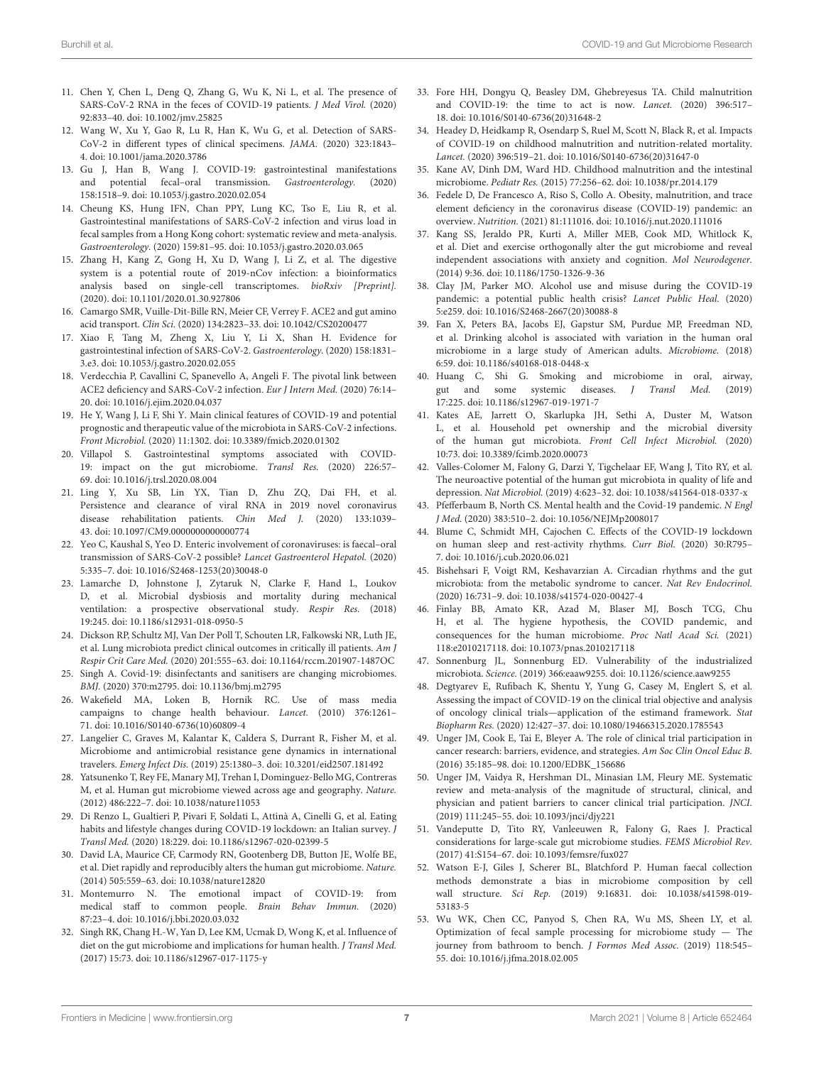11. Chen Y, Chen L, Deng Q, Zhang G, Wu K, Ni L, et al. The presence of SARS-CoV-2 RNA in the feces of COVID-19 patients. *J Med Virol.* (2020) 92:833–40. doi: 10.1002/jmv.25825
12. Wang W, Xu Y, Gao R, Lu R, Han K, Wu G, et al. Detection of SARS-CoV-2 in different types of clinical specimens. *JAMA.* (2020) 323:1843–4. doi: 10.1001/jama.2020.3786
13. Gu J, Han B, Wang J. COVID-19: gastrointestinal manifestations and potential fecal–oral transmission. *Gastroenterology.* (2020) 158:1518–9. doi: 10.1053/j.gastro.2020.02.054
14. Cheung KS, Hung IFN, Chan PPY, Lung KC, Tso E, Liu R, et al. Gastrointestinal manifestations of SARS-CoV-2 infection and virus load in fecal samples from a Hong Kong cohort: systematic review and meta-analysis. *Gastroenterology.* (2020) 159:81–95. doi: 10.1053/j.gastro.2020.03.065
15. Zhang H, Kang Z, Gong H, Xu D, Wang J, Li Z, et al. The digestive system is a potential route of 2019-nCov infection: a bioinformatics analysis based on single-cell transcriptomes. *bioRxiv [Preprint].* (2020). doi: 10.1101/2020.01.30.927806
16. Camargo SMR, Vuille-Dit-Bille RN, Meier CF, Verrey F. ACE2 and gut amino acid transport. *Clin Sci.* (2020) 134:2823–33. doi: 10.1042/CS20200477
17. Xiao F, Tang M, Zheng X, Liu Y, Li X, Shan H. Evidence for gastrointestinal infection of SARS-CoV-2. *Gastroenterology.* (2020) 158:1831–3.e3. doi: 10.1053/j.gastro.2020.02.055
18. Verdecchia P, Cavallini C, Spanevello A, Angeli F. The pivotal link between ACE2 deficiency and SARS-CoV-2 infection. *Eur J Intern Med.* (2020) 76:14–20. doi: 10.1016/j.ejim.2020.04.037
19. He Y, Wang J, Li F, Shi Y. Main clinical features of COVID-19 and potential prognostic and therapeutic value of the microbiota in SARS-CoV-2 infections. *Front Microbiol.* (2020) 11:1302. doi: 10.3389/fmicb.2020.01302
20. Villapol S. Gastrointestinal symptoms associated with COVID-19: impact on the gut microbiome. *Transl Res.* (2020) 226:57–69. doi: 10.1016/j.trsl.2020.08.004
21. Ling Y, Xu SB, Lin YX, Tian D, Zhu ZQ, Dai FH, et al. Persistence and clearance of viral RNA in 2019 novel coronavirus disease rehabilitation patients. *Chin Med J.* (2020) 133:1039–43. doi: 10.1097/CM9.0000000000000774
22. Yeo C, Kaushal S, Yeo D. Enteric involvement of coronaviruses: is faecal–oral transmission of SARS-CoV-2 possible? *Lancet Gastroenterol Hepatol.* (2020) 5:335–7. doi: 10.1016/S2468-1253(20)30048-0
23. Lamarche D, Johnstone J, Zytaruk N, Clarke F, Hand L, Loukov D, et al. Microbial dysbiosis and mortality during mechanical ventilation: a prospective observational study. *Respir Res.* (2018) 19:245. doi: 10.1186/s12931-018-0950-5
24. Dickson RP, Schultz MJ, Van Der Poll T, Schouten LR, Falkowski NR, Luth JE, et al. Lung microbiota predict clinical outcomes in critically ill patients. *Am J Respir Crit Care Med.* (2020) 201:555–63. doi: 10.1164/rccm.201907-1487OC
25. Singh A. Covid-19: disinfectants and sanitisers are changing microbiomes. *BMJ.* (2020) 370:m2795. doi: 10.1136/bmj.m2795
26. Wakefield MA, Loken B, Hornik RC. Use of mass media campaigns to change health behaviour. *Lancet.* (2010) 376:1261–71. doi: 10.1016/S0140-6736(10)60809-4
27. Langelier C, Graves M, Kalantar K, Caldera S, Durrant R, Fisher M, et al. Microbiome and antimicrobial resistance gene dynamics in international travelers. *Emerg Infect Dis.* (2019) 25:1380–3. doi: 10.3201/eid2507.181492
28. Yatsunenko T, Rey FE, Manary MJ, Trehan I, Dominguez-Bello MG, Contreras M, et al. Human gut microbiome viewed across age and geography. *Nature.* (2012) 486:222–7. doi: 10.1038/nature11053
29. Di Renzo L, Gualtieri P, Pivari F, Soldati L, Attinà A, Cinelli G, et al. Eating habits and lifestyle changes during COVID-19 lockdown: an Italian survey. *J Transl Med.* (2020) 18:229. doi: 10.1186/s12967-020-02399-5
30. David LA, Maurice CF, Carmody RN, Gootenberg DB, Button JE, Wolfe BE, et al. Diet rapidly and reproducibly alters the human gut microbiome. *Nature.* (2014) 505:559–63. doi: 10.1038/nature12820
31. Montemurro N. The emotional impact of COVID-19: from medical staff to common people. *Brain Behav Immun.* (2020) 87:23–4. doi: 10.1016/j.bbi.2020.03.032
32. Singh RK, Chang H.-W, Yan D, Lee KM, Ucmak D, Wong K, et al. Influence of diet on the gut microbiome and implications for human health. *J Transl Med.* (2017) 15:73. doi: 10.1186/s12967-017-1175-y
33. Fore HH, Dongyu Q, Beasley DM, Ghebreyesus TA. Child malnutrition and COVID-19: the time to act is now. *Lancet.* (2020) 396:517–18. doi: 10.1016/S0140-6736(20)31648-2
34. Headey D, Heidkamp R, Osendarp S, Ruel M, Scott N, Black R, et al. Impacts of COVID-19 on childhood malnutrition and nutrition-related mortality. *Lancet.* (2020) 396:519–21. doi: 10.1016/S0140-6736(20)31647-0
35. Kane AV, Dinh DM, Ward HD. Childhood malnutrition and the intestinal microbiome. *Pediatr Res.* (2015) 77:256–62. doi: 10.1038/pr.2014.179
36. Fedele D, De Francesco A, Riso S, Collo A. Obesity, malnutrition, and trace element deficiency in the coronavirus disease (COVID-19) pandemic: an overview. *Nutrition.* (2021) 81:111016. doi: 10.1016/j.nut.2020.111016
37. Kang SS, Jeraldo PR, Kurti A, Miller MEB, Cook MD, Whitlock K, et al. Diet and exercise orthogonally alter the gut microbiome and reveal independent associations with anxiety and cognition. *Mol Neurodegener.* (2014) 9:36. doi: 10.1186/1750-1326-9-36
38. Clay JM, Parker MO. Alcohol use and misuse during the COVID-19 pandemic: a potential public health crisis? *Lancet Public Heal.* (2020) 5:e259. doi: 10.1016/S2468-2667(20)30088-8
39. Fan X, Peters BA, Jacobs EJ, Gapstur SM, Purdue MP, Freedman ND, et al. Drinking alcohol is associated with variation in the human oral microbiome in a large study of American adults. *Microbiome.* (2018) 6:59. doi: 10.1186/s40168-018-0448-x
40. Huang C, Shi G. Smoking and microbiome in oral, airway, gut and some systemic diseases. *J Transl Med.* (2019) 17:225. doi: 10.1186/s12967-019-1971-7
41. Kates AE, Jarrett O, Skarlupka JH, Sethi A, Duster M, Watson L, et al. Household pet ownership and the microbial diversity of the human gut microbiota. *Front Cell Infect Microbiol.* (2020) 10:73. doi: 10.3389/fcimb.2020.00073
42. Valles-Colomer M, Falony G, Darzi Y, Tigchelaar EF, Wang J, Tito RY, et al. The neuroactive potential of the human gut microbiota in quality of life and depression. *Nat Microbiol.* (2019) 4:623–32. doi: 10.1038/s41564-018-0337-x
43. Pfefferbaum B, North CS. Mental health and the Covid-19 pandemic. *N Engl J Med.* (2020) 383:510–2. doi: 10.1056/NEJMp2008017
44. Blume C, Schmidt MH, Cajochen C. Effects of the COVID-19 lockdown on human sleep and rest-activity rhythms. *Curr Biol.* (2020) 30:R795–7. doi: 10.1016/j.cub.2020.06.021
45. Bishehsari F, Voigt RM, Keshavarzian A. Circadian rhythms and the gut microbiota: from the metabolic syndrome to cancer. *Nat Rev Endocrinol.* (2020) 16:731–9. doi: 10.1038/s41574-020-00427-4
46. Finlay BB, Amato KR, Azad M, Blaser MJ, Bosch TCG, Chu H, et al. The hygiene hypothesis, the COVID pandemic, and consequences for the human microbiome. *Proc Natl Acad Sci.* (2021) 118:e2010217118. doi: 10.1073/pnas.2010217118
47. Sonnenburg JL, Sonnenburg ED. Vulnerability of the industrialized microbiota. *Science.* (2019) 366:eaaw9255. doi: 10.1126/science.aaw9255
48. Degtyarev E, Rufibach K, Shentu Y, Yung G, Casey M, Englert S, et al. Assessing the impact of COVID-19 on the clinical trial objective and analysis of oncology clinical trials—application of the estimand framework. *Stat Biopharm Res.* (2020) 12:427–37. doi: 10.1080/19466315.2020.1785543
49. Unger JM, Cook E, Tai E, Bleyer A. The role of clinical trial participation in cancer research: barriers, evidence, and strategies. *Am Soc Clin Oncol Educ B.* (2016) 35:185–98. doi: 10.1200/EDBK_156686
50. Unger JM, Vaidya R, Hershman DL, Minasian LM, Fleury ME. Systematic review and meta-analysis of the magnitude of structural, clinical, and physician and patient barriers to cancer clinical trial participation. *JNCI.* (2019) 111:245–55. doi: 10.1093/jnci/djy221
51. Vandeputte D, Tito RY, Vanleeuwen R, Falony G, Raes J. Practical considerations for large-scale gut microbiome studies. *FEMS Microbiol Rev.* (2017) 41:S154–67. doi: 10.1093/femsre/fux027
52. Watson E-J, Giles J, Scherer BL, Blatchford P. Human faecal collection methods demonstrate a bias in microbiome composition by cell wall structure. *Sci Rep.* (2019) 9:16831. doi: 10.1038/s41598-019-53183-5
53. Wu WK, Chen CC, Panyod S, Chen RA, Wu MS, Sheen LY, et al. Optimization of fecal sample processing for microbiome study — The journey from bathroom to bench. *J Formos Med Assoc.* (2019) 118:545–55. doi: 10.1016/j.jfma.2018.02.005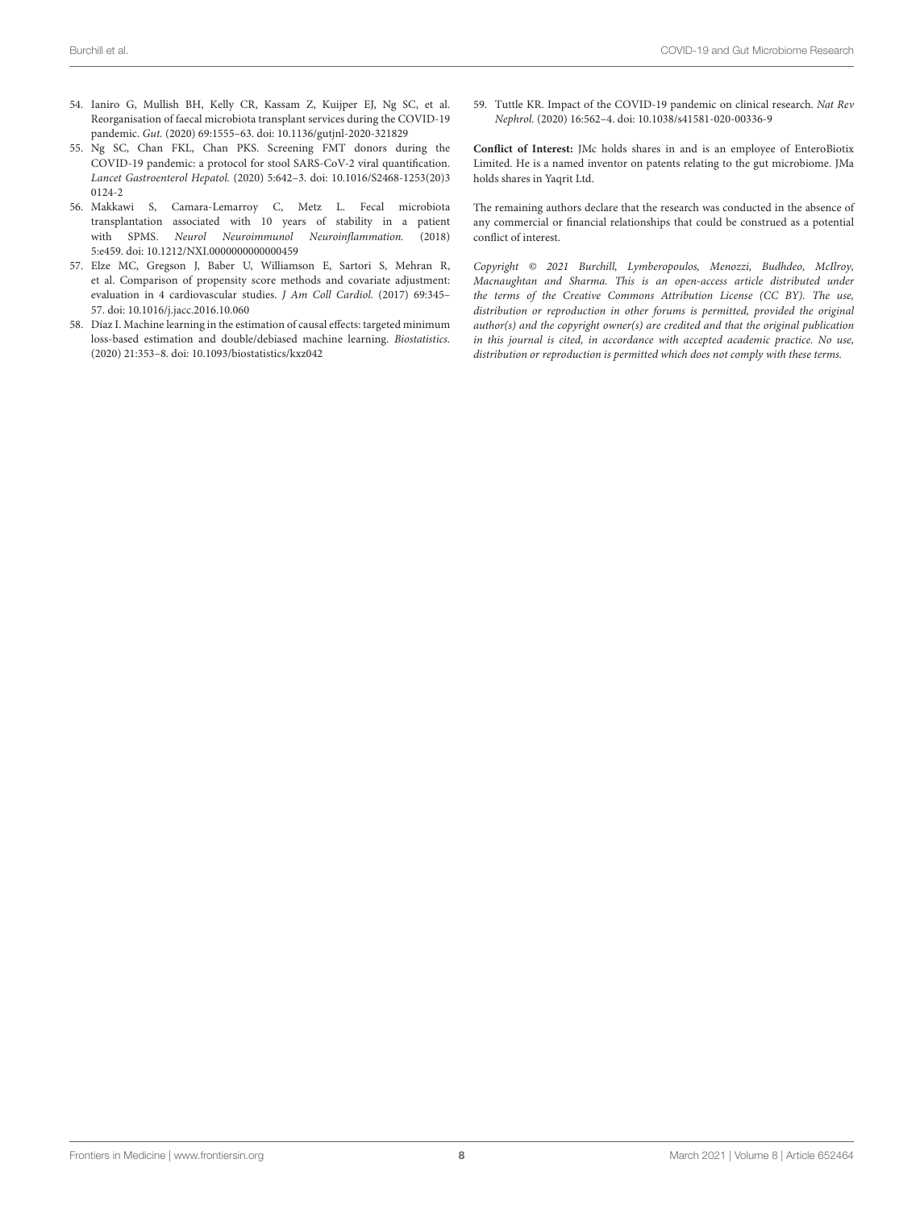54. Ianiro G, Mullish BH, Kelly CR, Kassam Z, Kuijper EJ, Ng SC, et al. Reorganisation of faecal microbiota transplant services during the COVID-19 pandemic. *Gut.* (2020) 69:1555–63. doi: 10.1136/gutjnl-2020-321829
55. Ng SC, Chan FKL, Chan PKS. Screening FMT donors during the COVID-19 pandemic: a protocol for stool SARS-CoV-2 viral quantification. *Lancet Gastroenterol Hepatol.* (2020) 5:642–3. doi: 10.1016/S2468-1253(20)30124-2
56. Makkawi S, Camara-Lemarroy C, Metz L. Fecal microbiota transplantation associated with 10 years of stability in a patient with SPMS. *Neurol Neuroimmunol Neuroinflammation.* (2018) 5:e459. doi: 10.1212/NXI.0000000000000459
57. Elze MC, Gregson J, Baber U, Williamson E, Sartori S, Mehran R, et al. Comparison of propensity score methods and covariate adjustment: evaluation in 4 cardiovascular studies. *J Am Coll Cardiol.* (2017) 69:345–57. doi: 10.1016/j.jacc.2016.10.060
58. Díaz I. Machine learning in the estimation of causal effects: targeted minimum loss-based estimation and double/debiased machine learning. *Biostatistics.* (2020) 21:353–8. doi: 10.1093/biostatistics/kxz042
59. Tuttle KR. Impact of the COVID-19 pandemic on clinical research. *Nat Rev Nephrol.* (2020) 16:562–4. doi: 10.1038/s41581-020-00336-9

**Conflict of Interest:** JMc holds shares in and is an employee of EnteroBiotix Limited. He is a named inventor on patents relating to the gut microbiome. JMa holds shares in Yaqrit Ltd.

The remaining authors declare that the research was conducted in the absence of any commercial or financial relationships that could be construed as a potential conflict of interest.

*Copyright © 2021 Burchill, Lymberopoulos, Menozzi, Budhdeo, McIlroy, Macnaughtan and Sharma. This is an open-access article distributed under the terms of the Creative Commons Attribution License (CC BY). The use, distribution or reproduction in other forums is permitted, provided the original author(s) and the copyright owner(s) are credited and that the original publication in this journal is cited, in accordance with accepted academic practice. No use, distribution or reproduction is permitted which does not comply with these terms.*